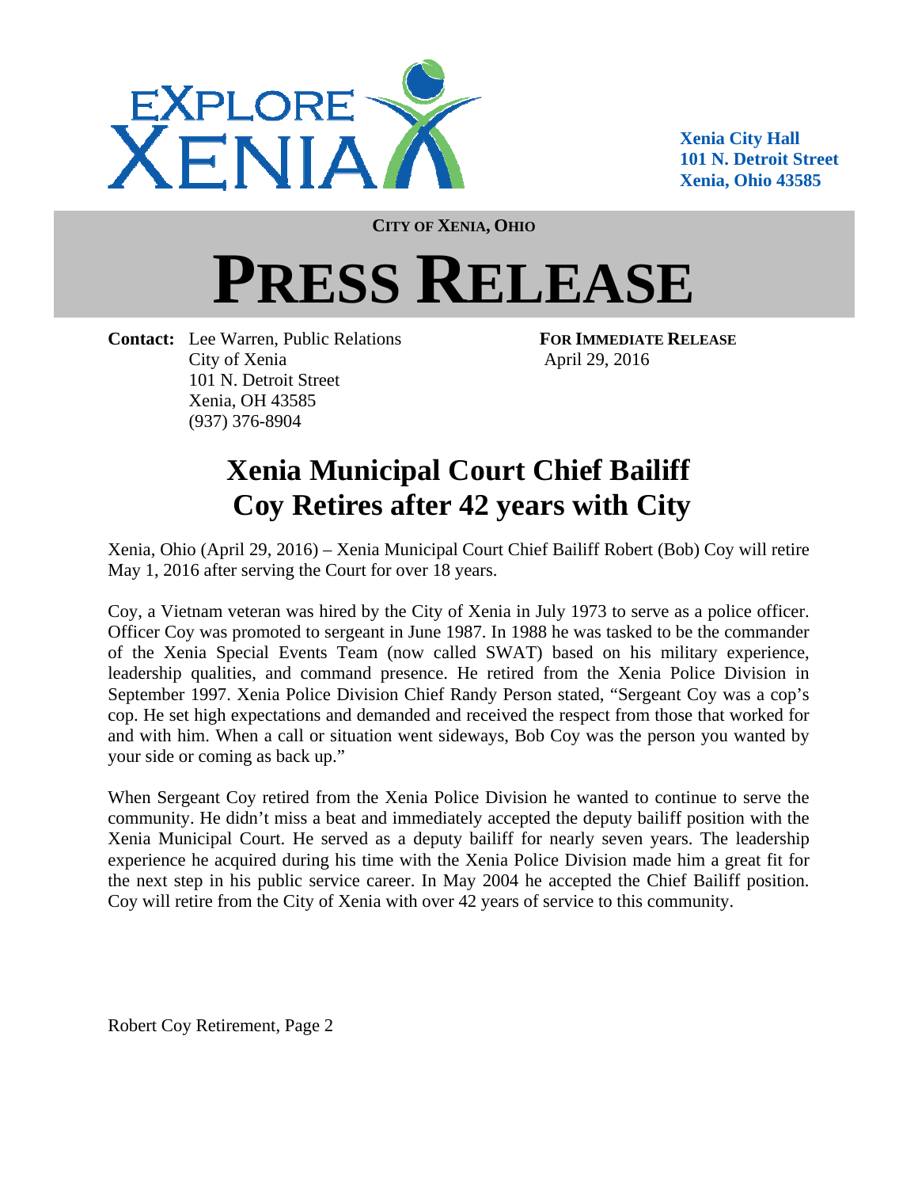EXPLORE XENIA

**Xenia City Hall**
**101 N. Detroit Street**
**Xenia, Ohio 43585**

**CITY OF XENIA, OHIO**

# PRESS RELEASE

**Contact:** Lee Warren, Public Relations
City of Xenia
101 N. Detroit Street
Xenia, OH 43585
(937) 376-8904

**FOR IMMEDIATE RELEASE**
April 29, 2016

## Xenia Municipal Court Chief Bailiff Coy Retires after 42 years with City

Xenia, Ohio (April 29, 2016) – Xenia Municipal Court Chief Bailiff Robert (Bob) Coy will retire May 1, 2016 after serving the Court for over 18 years.

Coy, a Vietnam veteran was hired by the City of Xenia in July 1973 to serve as a police officer. Officer Coy was promoted to sergeant in June 1987. In 1988 he was tasked to be the commander of the Xenia Special Events Team (now called SWAT) based on his military experience, leadership qualities, and command presence. He retired from the Xenia Police Division in September 1997. Xenia Police Division Chief Randy Person stated, "Sergeant Coy was a cop's cop. He set high expectations and demanded and received the respect from those that worked for and with him. When a call or situation went sideways, Bob Coy was the person you wanted by your side or coming as back up."

When Sergeant Coy retired from the Xenia Police Division he wanted to continue to serve the community. He didn't miss a beat and immediately accepted the deputy bailiff position with the Xenia Municipal Court. He served as a deputy bailiff for nearly seven years. The leadership experience he acquired during his time with the Xenia Police Division made him a great fit for the next step in his public service career. In May 2004 he accepted the Chief Bailiff position. Coy will retire from the City of Xenia with over 42 years of service to this community.

Robert Coy Retirement, Page 2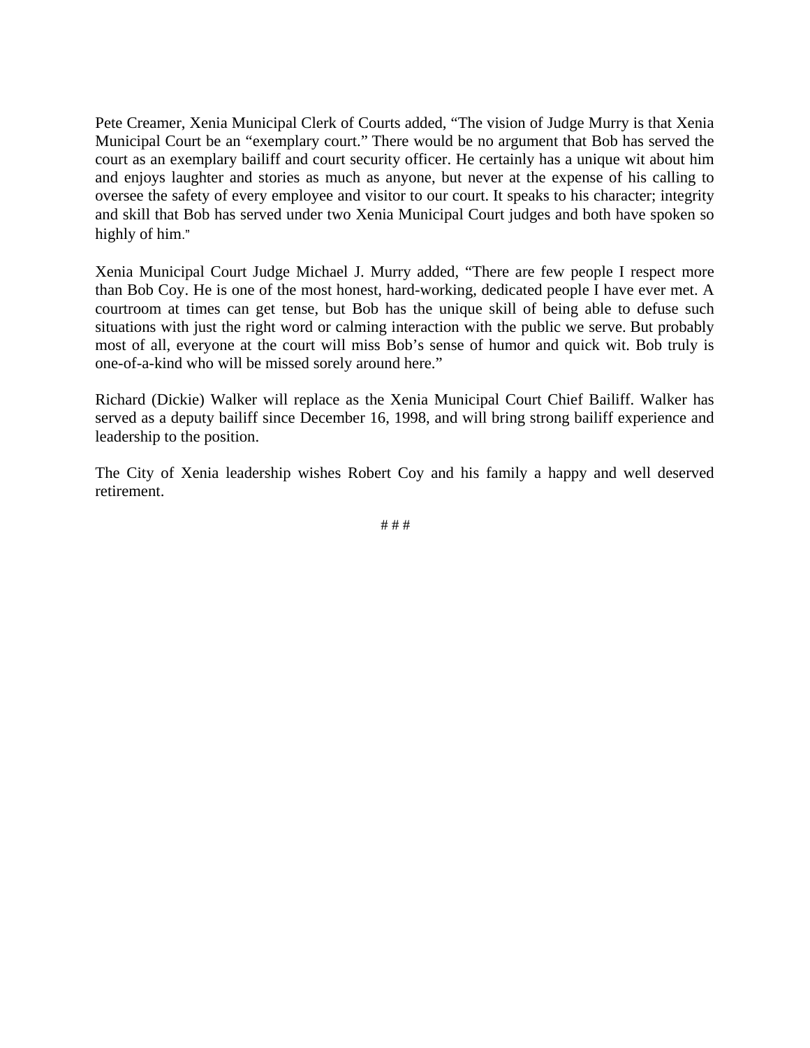Pete Creamer, Xenia Municipal Clerk of Courts added, "The vision of Judge Murry is that Xenia Municipal Court be an "exemplary court." There would be no argument that Bob has served the court as an exemplary bailiff and court security officer. He certainly has a unique wit about him and enjoys laughter and stories as much as anyone, but never at the expense of his calling to oversee the safety of every employee and visitor to our court. It speaks to his character; integrity and skill that Bob has served under two Xenia Municipal Court judges and both have spoken so highly of him."

Xenia Municipal Court Judge Michael J. Murry added, "There are few people I respect more than Bob Coy. He is one of the most honest, hard-working, dedicated people I have ever met. A courtroom at times can get tense, but Bob has the unique skill of being able to defuse such situations with just the right word or calming interaction with the public we serve. But probably most of all, everyone at the court will miss Bob's sense of humor and quick wit. Bob truly is one-of-a-kind who will be missed sorely around here."

Richard (Dickie) Walker will replace as the Xenia Municipal Court Chief Bailiff. Walker has served as a deputy bailiff since December 16, 1998, and will bring strong bailiff experience and leadership to the position.

The City of Xenia leadership wishes Robert Coy and his family a happy and well deserved retirement.

# # #